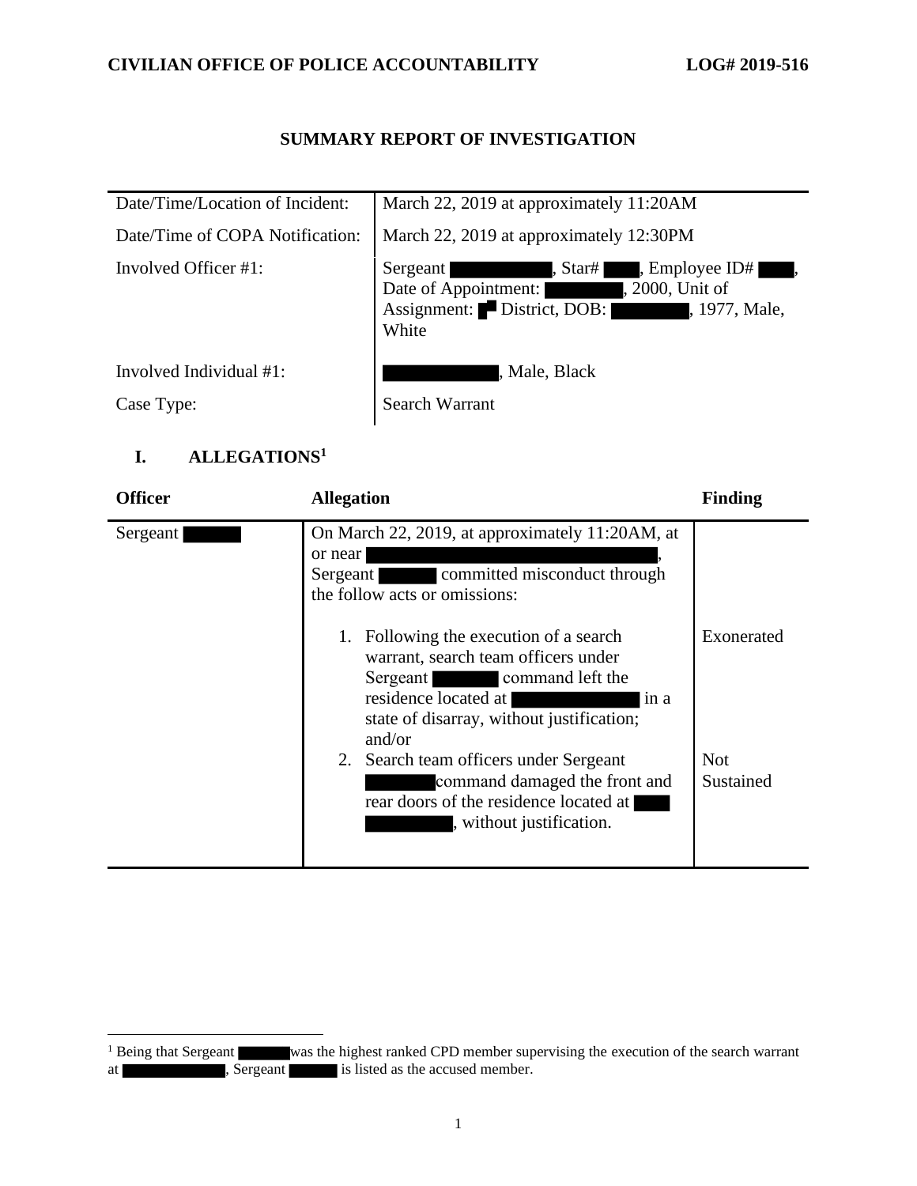**CIVILIAN OFFICE OF POLICE ACCOUNTABILITY** **LOG# 2019-516**

## SUMMARY REPORT OF INVESTIGATION

| | |
|---|---|
| Date/Time/Location of Incident: | March 22, 2019 at approximately 11:20AM |
| Date/Time of COPA Notification: | March 22, 2019 at approximately 12:30PM |
| Involved Officer #1: | Sergeant ████████, Star# ███, Employee ID# ███, Date of Appointment: ██████, 2000, Unit of Assignment: █ District, DOB: ██████, 1977, Male, White |
| Involved Individual #1: | ████████, Male, Black |
| Case Type: | Search Warrant |

## I. ALLEGATIONS[1]

| Officer | Allegation | Finding |
|---|---|---|
| Sergeant █████ | On March 22, 2019, at approximately 11:20AM, at or near ████████████████████, Sergeant █████ committed misconduct through the follow acts or omissions: | |
| | 1. Following the execution of a search warrant, search team officers under Sergeant █████ command left the residence located at ██████████ in a state of disarray, without justification; and/or | Exonerated |
| | 2. Search team officers under Sergeant █████ command damaged the front and rear doors of the residence located at ██████████, without justification. | Not Sustained |

[1] Being that Sergeant █████ was the highest ranked CPD member supervising the execution of the search warrant at ██████████, Sergeant █████ is listed as the accused member.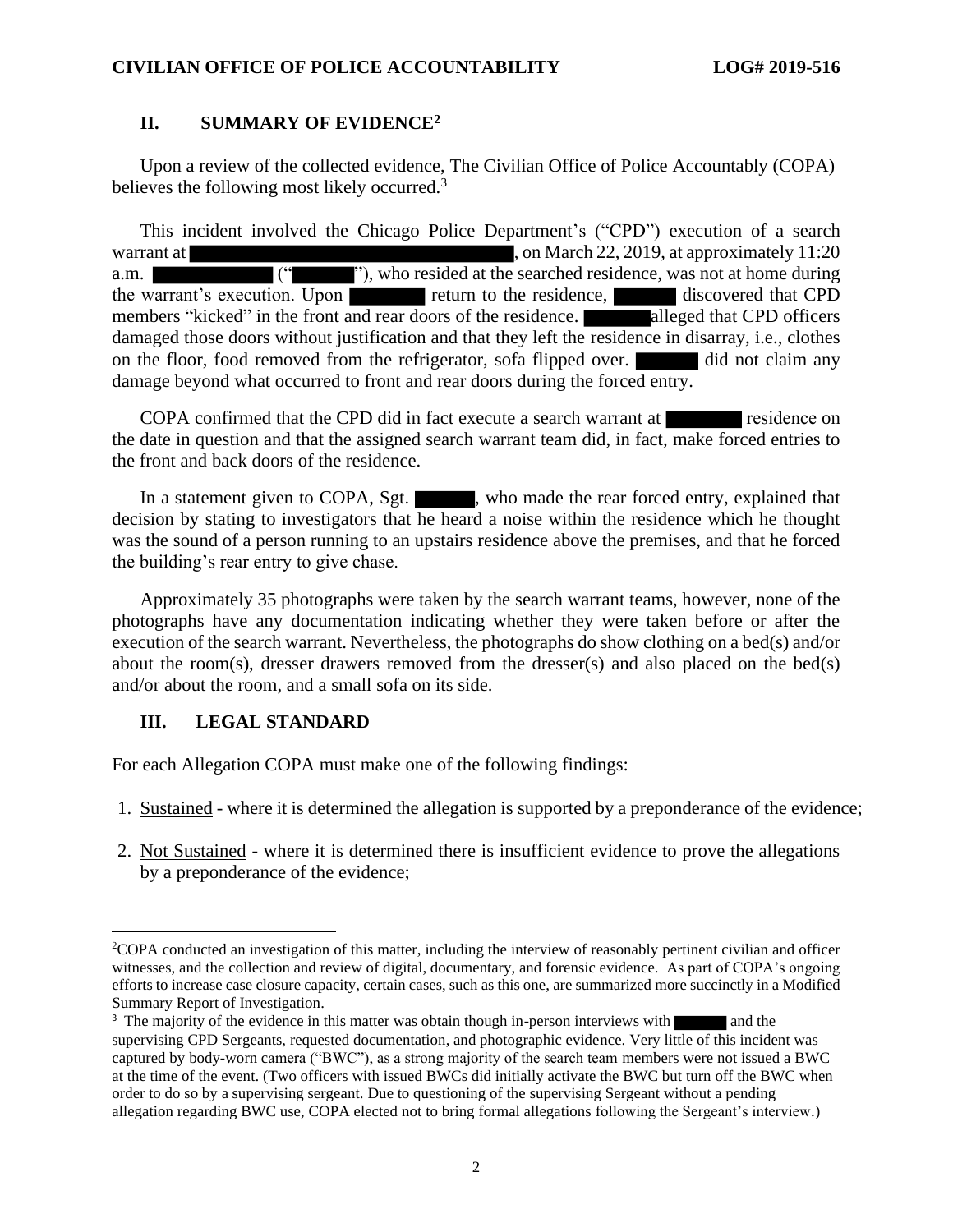## II. SUMMARY OF EVIDENCE[2]

Upon a review of the collected evidence, The Civilian Office of Police Accountably (COPA) believes the following most likely occurred.[3]

This incident involved the Chicago Police Department's ("CPD") execution of a search warrant at ████████████████████, on March 22, 2019, at approximately 11:20 a.m. ████████ ("█████"), who resided at the searched residence, was not at home during the warrant's execution. Upon █████ return to the residence, █████ discovered that CPD members "kicked" in the front and rear doors of the residence. █████ alleged that CPD officers damaged those doors without justification and that they left the residence in disarray, i.e., clothes on the floor, food removed from the refrigerator, sofa flipped over. █████ did not claim any damage beyond what occurred to front and rear doors during the forced entry.

COPA confirmed that the CPD did in fact execute a search warrant at █████ residence on the date in question and that the assigned search warrant team did, in fact, make forced entries to the front and back doors of the residence.

In a statement given to COPA, Sgt. █████, who made the rear forced entry, explained that decision by stating to investigators that he heard a noise within the residence which he thought was the sound of a person running to an upstairs residence above the premises, and that he forced the building's rear entry to give chase.

Approximately 35 photographs were taken by the search warrant teams, however, none of the photographs have any documentation indicating whether they were taken before or after the execution of the search warrant. Nevertheless, the photographs do show clothing on a bed(s) and/or about the room(s), dresser drawers removed from the dresser(s) and also placed on the bed(s) and/or about the room, and a small sofa on its side.

## III. LEGAL STANDARD

For each Allegation COPA must make one of the following findings:

1. Sustained - where it is determined the allegation is supported by a preponderance of the evidence;
2. Not Sustained - where it is determined there is insufficient evidence to prove the allegations by a preponderance of the evidence;

---

[2] COPA conducted an investigation of this matter, including the interview of reasonably pertinent civilian and officer witnesses, and the collection and review of digital, documentary, and forensic evidence. As part of COPA's ongoing efforts to increase case closure capacity, certain cases, such as this one, are summarized more succinctly in a Modified Summary Report of Investigation.

[3] The majority of the evidence in this matter was obtain though in-person interviews with █████ and the supervising CPD Sergeants, requested documentation, and photographic evidence. Very little of this incident was captured by body-worn camera ("BWC"), as a strong majority of the search team members were not issued a BWC at the time of the event. (Two officers with issued BWCs did initially activate the BWC but turn off the BWC when order to do so by a supervising sergeant. Due to questioning of the supervising Sergeant without a pending allegation regarding BWC use, COPA elected not to bring formal allegations following the Sergeant's interview.)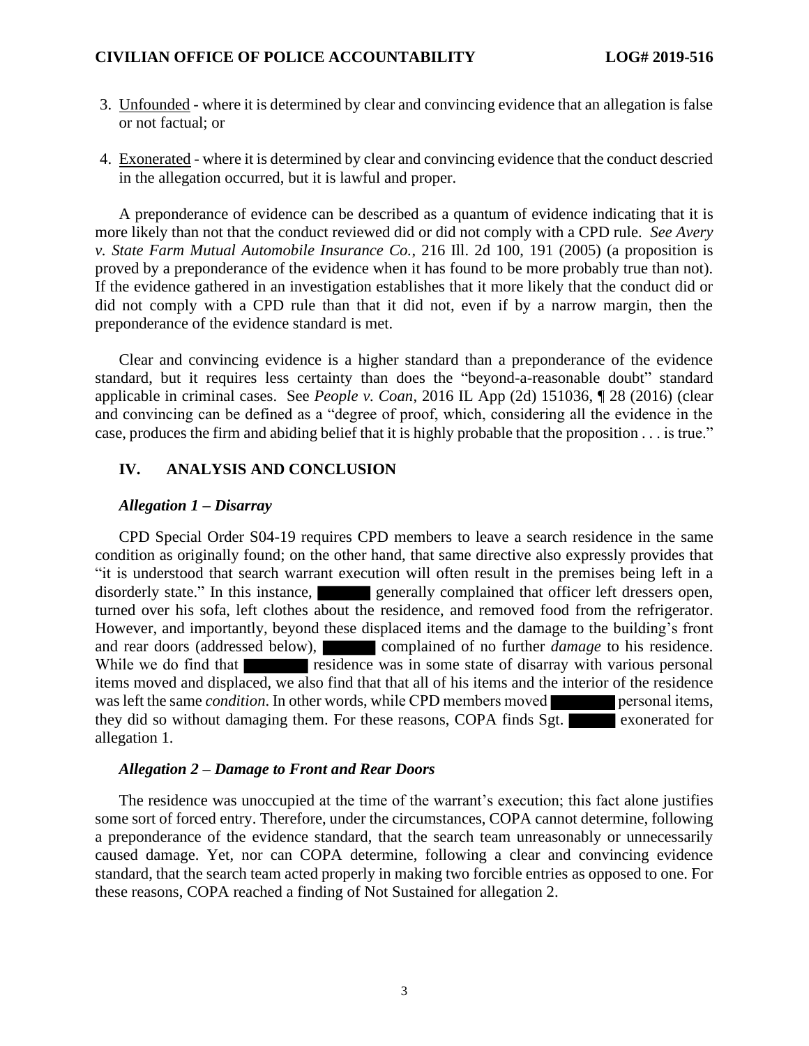3. Unfounded - where it is determined by clear and convincing evidence that an allegation is false or not factual; or

4. Exonerated - where it is determined by clear and convincing evidence that the conduct descried in the allegation occurred, but it is lawful and proper.

A preponderance of evidence can be described as a quantum of evidence indicating that it is more likely than not that the conduct reviewed did or did not comply with a CPD rule. *See Avery v. State Farm Mutual Automobile Insurance Co.*, 216 Ill. 2d 100, 191 (2005) (a proposition is proved by a preponderance of the evidence when it has found to be more probably true than not). If the evidence gathered in an investigation establishes that it more likely that the conduct did or did not comply with a CPD rule than that it did not, even if by a narrow margin, then the preponderance of the evidence standard is met.

Clear and convincing evidence is a higher standard than a preponderance of the evidence standard, but it requires less certainty than does the "beyond-a-reasonable doubt" standard applicable in criminal cases. See *People v. Coan*, 2016 IL App (2d) 151036, ¶ 28 (2016) (clear and convincing can be defined as a "degree of proof, which, considering all the evidence in the case, produces the firm and abiding belief that it is highly probable that the proposition . . . is true."

## IV. ANALYSIS AND CONCLUSION

### *Allegation 1 – Disarray*

CPD Special Order S04-19 requires CPD members to leave a search residence in the same condition as originally found; on the other hand, that same directive also expressly provides that "it is understood that search warrant execution will often result in the premises being left in a disorderly state." In this instance, ████ generally complained that officer left dressers open, turned over his sofa, left clothes about the residence, and removed food from the refrigerator. However, and importantly, beyond these displaced items and the damage to the building's front and rear doors (addressed below), ████ complained of no further *damage* to his residence. While we do find that ████ residence was in some state of disarray with various personal items moved and displaced, we also find that that all of his items and the interior of the residence was left the same *condition*. In other words, while CPD members moved ████ personal items, they did so without damaging them. For these reasons, COPA finds Sgt. ████ exonerated for allegation 1.

### *Allegation 2 – Damage to Front and Rear Doors*

The residence was unoccupied at the time of the warrant's execution; this fact alone justifies some sort of forced entry. Therefore, under the circumstances, COPA cannot determine, following a preponderance of the evidence standard, that the search team unreasonably or unnecessarily caused damage. Yet, nor can COPA determine, following a clear and convincing evidence standard, that the search team acted properly in making two forcible entries as opposed to one. For these reasons, COPA reached a finding of Not Sustained for allegation 2.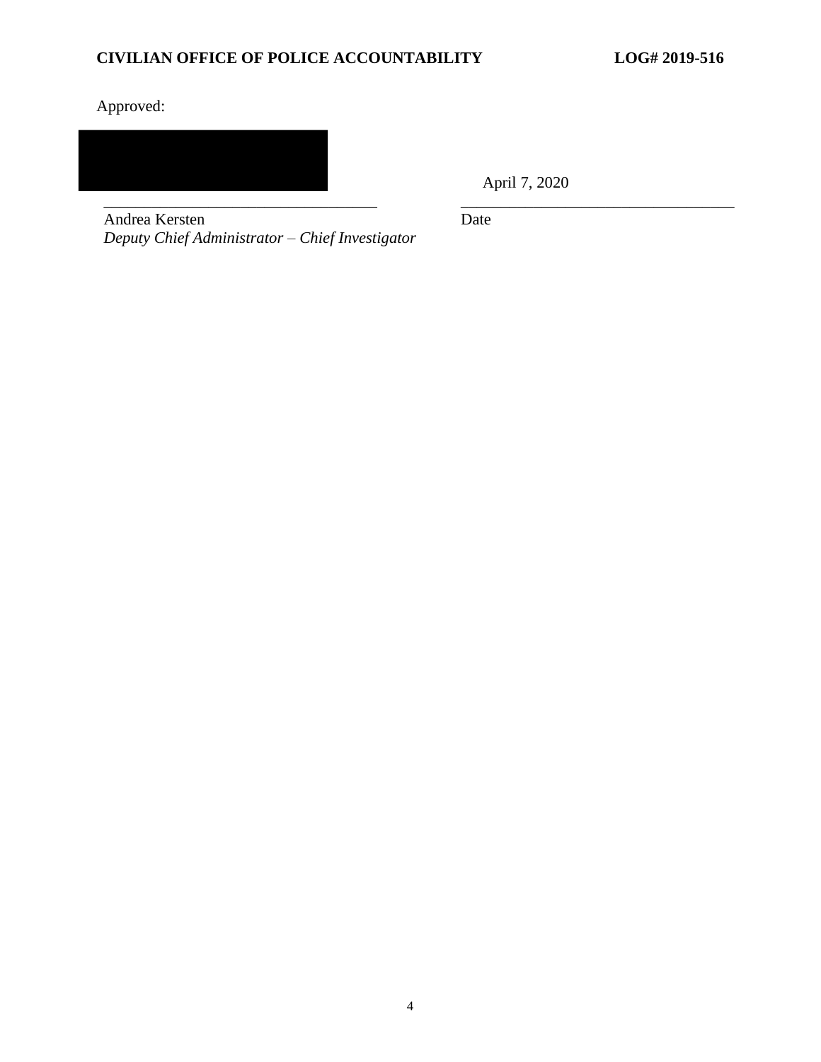Approved:

[REDACTED]

April 7, 2020

\_\_\_\_\_\_\_\_\_\_\_\_\_\_\_\_\_\_\_\_\_\_\_\_\_\_\_\_\_\_\_\_\_\_ \_\_\_\_\_\_\_\_\_\_\_\_\_\_\_\_\_\_\_\_\_\_\_\_\_\_\_\_\_\_\_\_\_\_

Andrea Kersten
*Deputy Chief Administrator – Chief Investigator*

Date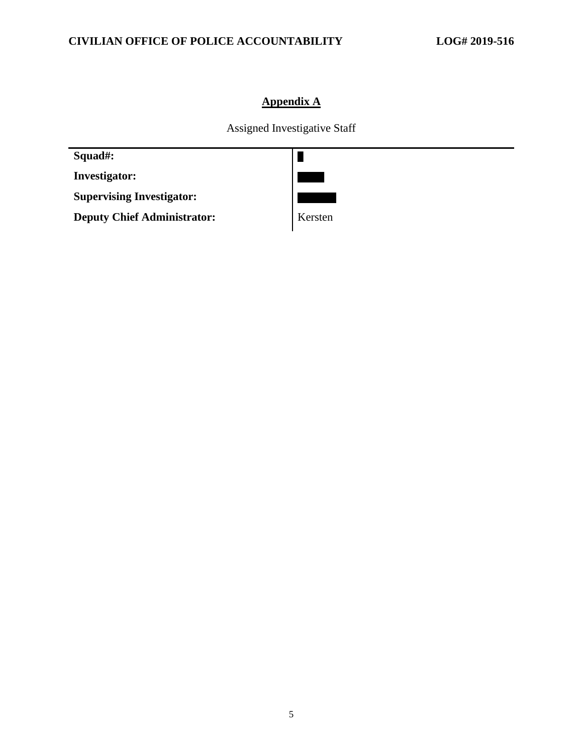## Appendix A

Assigned Investigative Staff

| | |
|---|---|
| **Squad#:** | █ |
| **Investigator:** | █████ |
| **Supervising Investigator:** | ███████ |
| **Deputy Chief Administrator:** | Kersten |